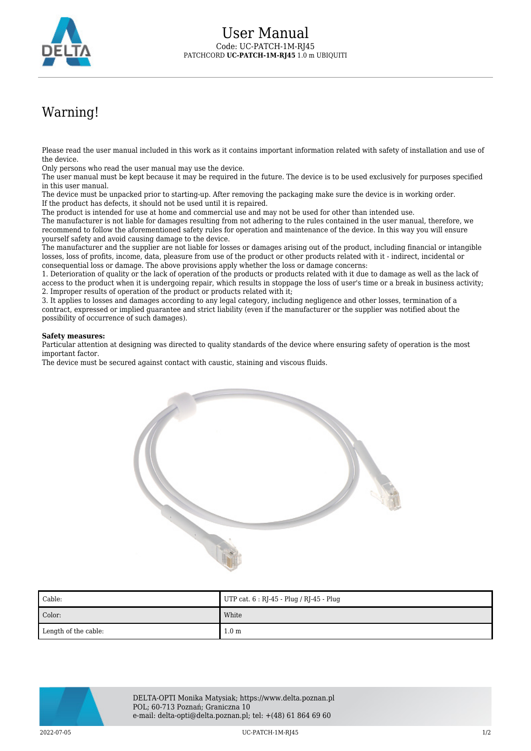# User Manual

Code: UC-PATCH-1M-RJ45

PATCHCORD **UC-PATCH-1M-RJ45** 1.0 m UBIQUITI

## Warning!

Please read the user manual included in this work as it contains important information related with safety of installation and use of the device.
Only persons who read the user manual may use the device.
The user manual must be kept because it may be required in the future. The device is to be used exclusively for purposes specified in this user manual.
The device must be unpacked prior to starting-up. After removing the packaging make sure the device is in working order.
If the product has defects, it should not be used until it is repaired.
The product is intended for use at home and commercial use and may not be used for other than intended use.
The manufacturer is not liable for damages resulting from not adhering to the rules contained in the user manual, therefore, we recommend to follow the aforementioned safety rules for operation and maintenance of the device. In this way you will ensure yourself safety and avoid causing damage to the device.
The manufacturer and the supplier are not liable for losses or damages arising out of the product, including financial or intangible losses, loss of profits, income, data, pleasure from use of the product or other products related with it - indirect, incidental or consequential loss or damage. The above provisions apply whether the loss or damage concerns:
1. Deterioration of quality or the lack of operation of the products or products related with it due to damage as well as the lack of access to the product when it is undergoing repair, which results in stoppage the loss of user's time or a break in business activity;
2. Improper results of operation of the product or products related with it;
3. It applies to losses and damages according to any legal category, including negligence and other losses, termination of a contract, expressed or implied guarantee and strict liability (even if the manufacturer or the supplier was notified about the possibility of occurrence of such damages).

**Safety measures:**
Particular attention at designing was directed to quality standards of the device where ensuring safety of operation is the most important factor.
The device must be secured against contact with caustic, staining and viscous fluids.

| Cable: | UTP cat. 6 : RJ-45 - Plug / RJ-45 - Plug |
|---|---|
| Color: | White |
| Length of the cable: | 1.0 m |

DELTA-OPTI Monika Matysiak; https://www.delta.poznan.pl
POL; 60-713 Poznań; Graniczna 10
e-mail: delta-opti@delta.poznan.pl; tel: +(48) 61 864 69 60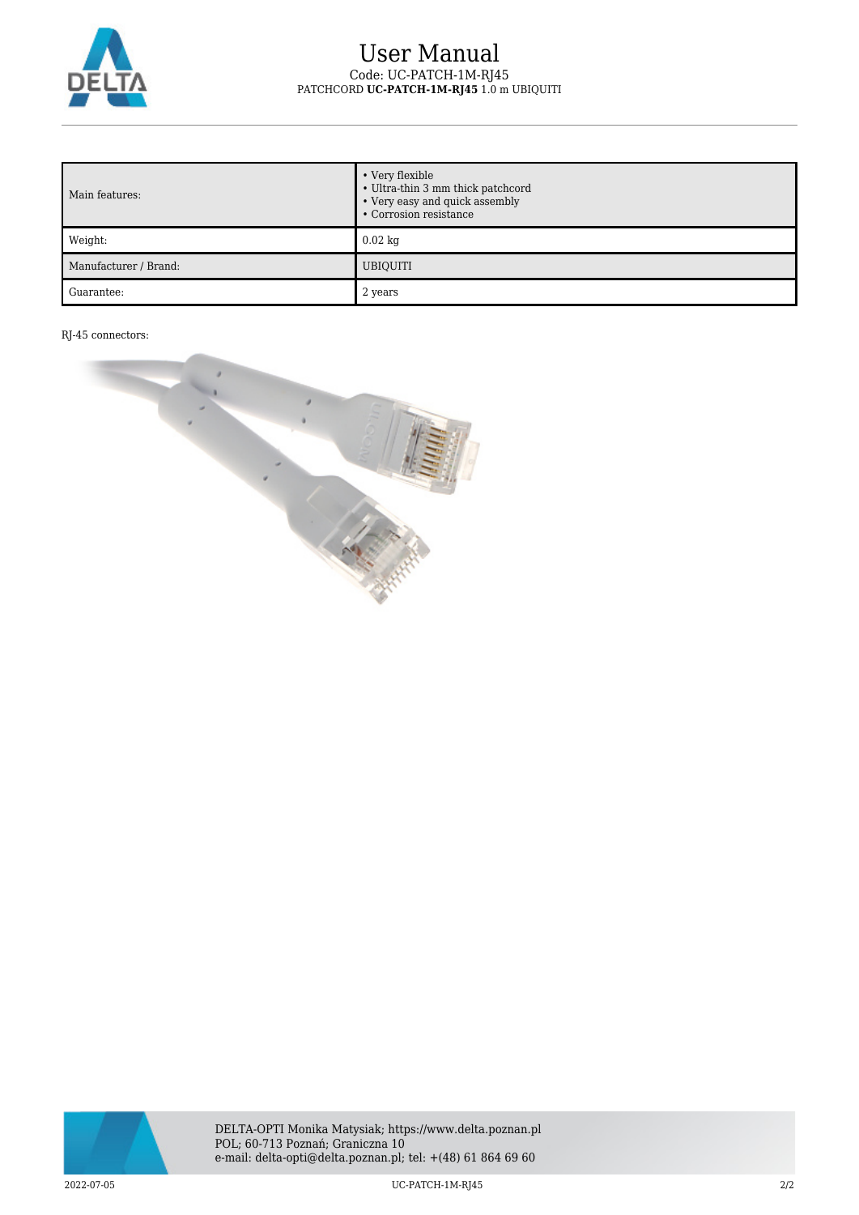# User Manual

Code: UC-PATCH-1M-RJ45

PATCHCORD **UC-PATCH-1M-RJ45** 1.0 m UBIQUITI

| | |
|---|---|
| Main features: | • Very flexible<br>• Ultra-thin 3 mm thick patchcord<br>• Very easy and quick assembly<br>• Corrosion resistance |
| Weight: | 0.02 kg |
| Manufacturer / Brand: | UBIQUITI |
| Guarantee: | 2 years |

RJ-45 connectors:

DELTA-OPTI Monika Matysiak; https://www.delta.poznan.pl
POL; 60-713 Poznań; Graniczna 10
e-mail: delta-opti@delta.poznan.pl; tel: +(48) 61 864 69 60

2022-07-05